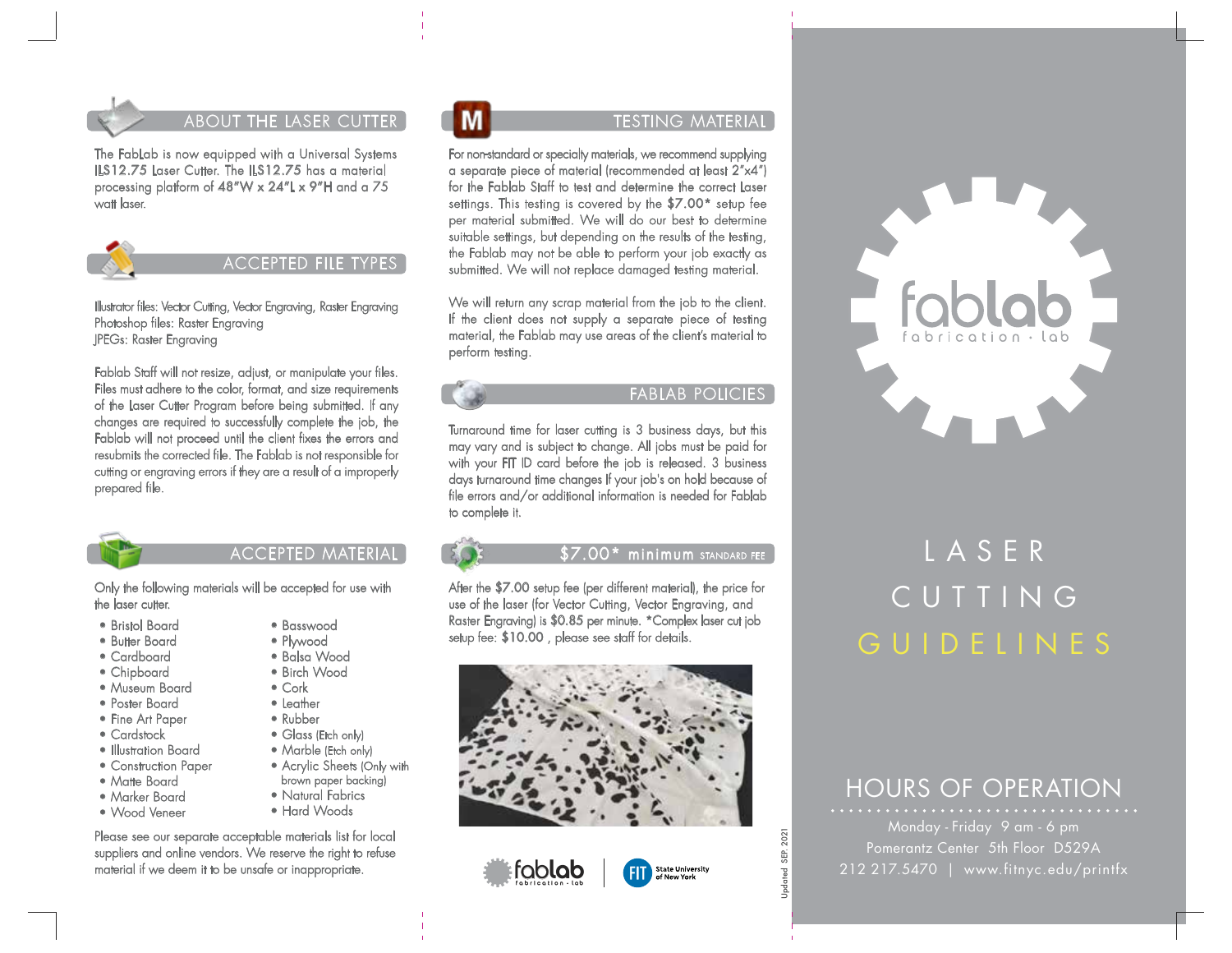## ABOUT THE LASER CUTTER

The FabLab is now equipped with a Universal Systems ILS12.75 Laser Cutter. The ILS12.75 has a material processing platform of 48"W x 24"L x 9"H and a 75 watt laser.

## ACCEPTED FILE TYPES

Illustrator files: Vector Cutting, Vector Engraving, Raster Engraving
Photoshop files: Raster Engraving
JPEGs: Raster Engraving

Fablab Staff will not resize, adjust, or manipulate your files. Files must adhere to the color, format, and size requirements of the Laser Cutter Program before being submitted. If any changes are required to successfully complete the job, the Fablab will not proceed until the client fixes the errors and resubmits the corrected file. The Fablab is not responsible for cutting or engraving errors if they are a result of a improperly prepared file.

## ACCEPTED MATERIAL

Only the following materials will be accepted for use with the laser cutter.

- Bristol Board
- Butter Board
- Cardboard
- Chipboard
- Museum Board
- Poster Board
- Fine Art Paper
- Cardstock
- Illustration Board
- Construction Paper
- Matte Board
- Marker Board
- Wood Veneer
- Basswood
- Plywood
- Balsa Wood
- Birch Wood
- Cork
- Leather
- Rubber
- Glass (Etch only)
- Marble (Etch only)
- Acrylic Sheets (Only with brown paper backing)
- Natural Fabrics
- Hard Woods

Please see our separate acceptable materials list for local suppliers and online vendors. We reserve the right to refuse material if we deem it to be unsafe or inappropriate.

## TESTING MATERIAL

For non-standard or specialty materials, we recommend supplying a separate piece of material (recommended at least 2"x4") for the Fablab Staff to test and determine the correct Laser settings. This testing is covered by the **$7.00*** setup fee per material submitted. We will do our best to determine suitable settings, but depending on the results of the testing, the Fablab may not be able to perform your job exactly as submitted. We will not replace damaged testing material.

We will return any scrap material from the job to the client. If the client does not supply a separate piece of testing material, the Fablab may use areas of the client's material to perform testing.

## FABLAB POLICIES

Turnaround time for laser cutting is 3 business days, but this may vary and is subject to change. All jobs must be paid for with your FIT ID card before the job is released. 3 business days turnaround time changes If your job's on hold because of file errors and/or additional information is needed for Fablab to complete it.

## $7.00* minimum STANDARD FEE

After the **$7.00** setup fee (per different material), the price for use of the laser (for Vector Cutting, Vector Engraving, and Raster Engraving) is **$0.85** per minute. *Complex laser cut job setup fee: **$10.00** , please see staff for details.

fablab fabrication · lab | FIT State University of New York

Updated SEP. 2021

# fablab
fabrication · lab

# LASER CUTTING GUIDELINES

## HOURS OF OPERATION

Monday - Friday 9 am - 6 pm
Pomerantz Center 5th Floor D529A
212 217.5470 | www.fitnyc.edu/printfx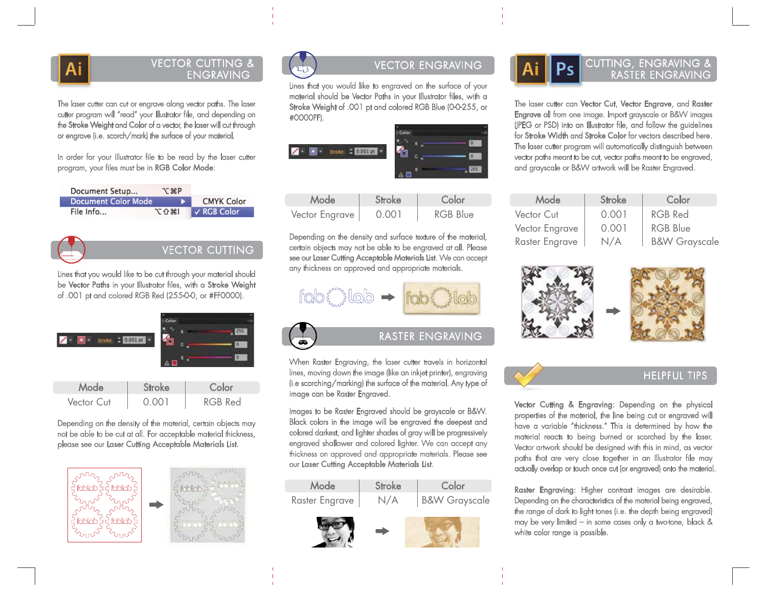## VECTOR CUTTING & ENGRAVING

The laser cutter can cut or engrave along vector paths. The laser cutter program will "read" your Illustrator file, and depending on the **Stroke Weight** and **Color** of a vector, the laser will cut through or engrave (i.e. scorch/mark) the surface of your material.

In order for your Illustrator file to be read by the laser cutter program, your files must be in **RGB Color Mode**:

Document Setup... ⌥⌘P
Document Color Mode ▶ CMYK Color
File Info... ⌥⇧⌘I ✓ RGB Color

## VECTOR CUTTING

Lines that you would like to be cut through your material should be **Vector Paths** in your Illustrator files, with a **Stroke Weight** of .001 pt and colored RGB Red (255-0-0, or #FF0000).

| Mode | Stroke | Color |
|---|---|---|
| Vector Cut | 0.001 | RGB Red |

Depending on the density of the material, certain objects may not be able to be cut at all. For acceptable material thickness, please see our **Laser Cutting Acceptable Materials List**.

## VECTOR ENGRAVING

Lines that you would like to engraved on the surface of your material should be Vector Paths in your Illustrator files, with a **Stroke Weight** of .001 pt and colored RGB Blue (0-0-255, or #0000FF).

| Mode | Stroke | Color |
|---|---|---|
| Vector Engrave | 0.001 | RGB Blue |

Depending on the density and surface texture of the material, certain objects may not be able to be engraved at all. Please see our **Laser Cutting Acceptable Materials List**. We can accept any thickness on approved and appropriate materials.

## RASTER ENGRAVING

When Raster Engraving, the laser cutter travels in horizontal lines, moving down the image (like an inkjet printer), engraving (i.e scorching/marking) the surface of the material. Any type of image can be Raster Engraved.

Images to be Raster Engraved should be grayscale or B&W. Black colors in the image will be engraved the deepest and colored darkest, and lighter shades of gray will be progressively engraved shallower and colored lighter. We can accept any thickness on approved and appropriate materials. Please see our **Laser Cutting Acceptable Materials List**.

| Mode | Stroke | Color |
|---|---|---|
| Raster Engrave | N/A | B&W Grayscale |

## CUTTING, ENGRAVING & RASTER ENGRAVING

The laser cutter can **Vector Cut**, **Vector Engrave**, and **Raster Engrave** all from one image. Import grayscale or B&W images (JPEG or PSD) into an Illustrator file, and follow the guidelines for **Stroke Width** and **Stroke Color** for vectors described here. The laser cutter program will automatically distinguish between vector paths meant to be cut, vector paths meant to be engraved, and grayscale or B&W artwork will be Raster Engraved.

| Mode | Stroke | Color |
|---|---|---|
| Vector Cut | 0.001 | RGB Red |
| Vector Engrave | 0.001 | RGB Blue |
| Raster Engrave | N/A | B&W Grayscale |

## HELPFUL TIPS

**Vector Cutting & Engraving**: Depending on the physical properties of the material, the line being cut or engraved will have a variable "thickness." This is determined by how the material reacts to being burned or scorched by the laser. Vector artwork should be designed with this in mind, as vector paths that are very close together in an Illustrator file may actually overlap or touch once cut (or engraved) onto the material.

**Raster Engraving**: Higher contrast images are desirable. Depending on the characteristics of the material being engraved, the range of dark to light tones (i.e. the depth being engraved) may be very limited – in some cases only a two-tone, black & white color range is possible.